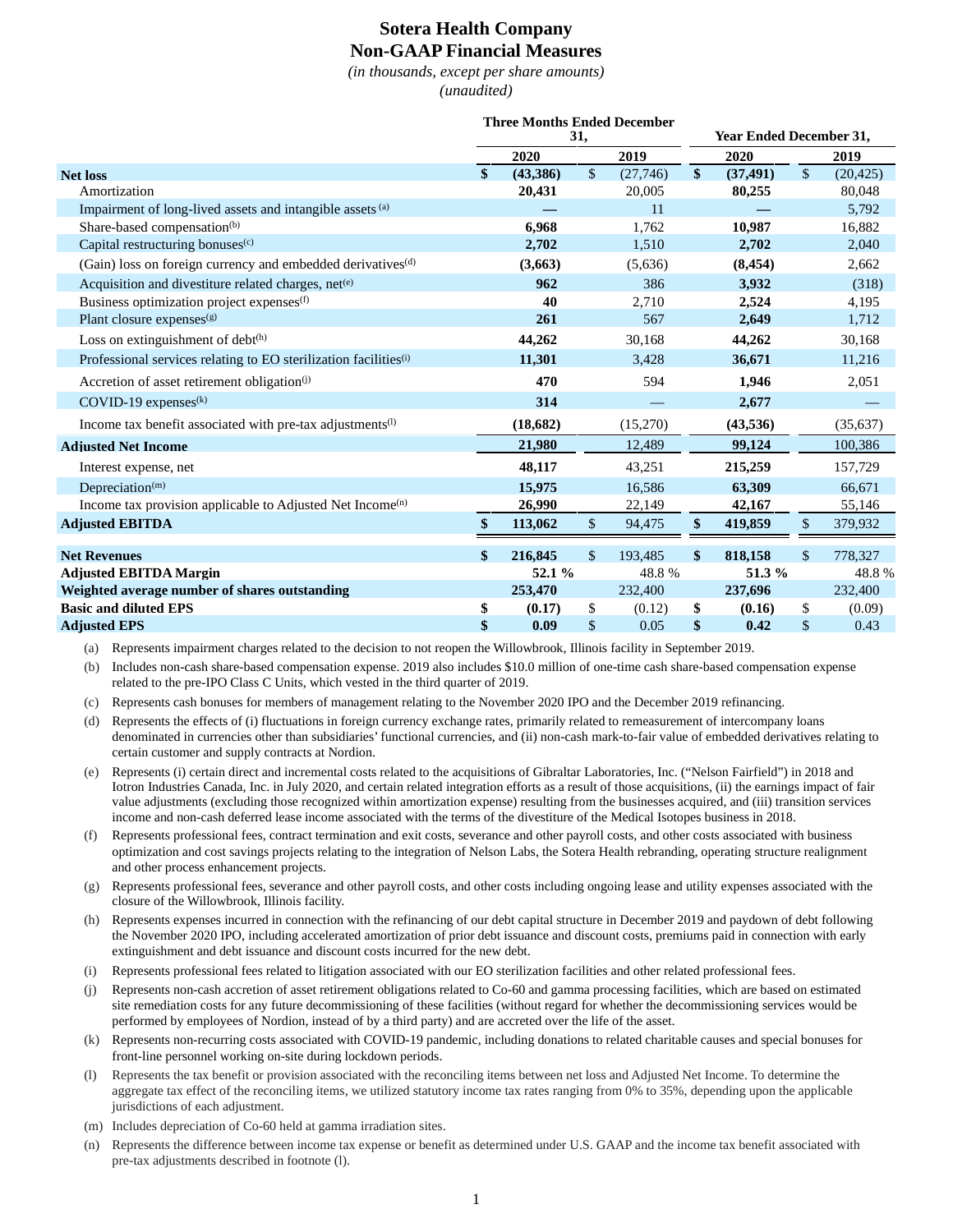# Sotera Health Company
## Non-GAAP Financial Measures

*(in thousands, except per share amounts)*
*(unaudited)*

| | Three Months Ended December 31, | | Year Ended December 31, | |
|---|---|---|---|---|
| | **2020** | 2019 | **2020** | 2019 |
| **Net loss** | **$ (43,386)** | $ (27,746) | **$ (37,491)** | $ (20,425) |
| Amortization | **20,431** | 20,005 | **80,255** | 80,048 |
| Impairment of long-lived assets and intangible assets [(a)] | **—** | 11 | **—** | 5,792 |
| Share-based compensation[(b)] | **6,968** | 1,762 | **10,987** | 16,882 |
| Capital restructuring bonuses[(c)] | **2,702** | 1,510 | **2,702** | 2,040 |
| (Gain) loss on foreign currency and embedded derivatives[(d)] | **(3,663)** | (5,636) | **(8,454)** | 2,662 |
| Acquisition and divestiture related charges, net[(e)] | **962** | 386 | **3,932** | (318) |
| Business optimization project expenses[(f)] | **40** | 2,710 | **2,524** | 4,195 |
| Plant closure expenses[(g)] | **261** | 567 | **2,649** | 1,712 |
| Loss on extinguishment of debt[(h)] | **44,262** | 30,168 | **44,262** | 30,168 |
| Professional services relating to EO sterilization facilities[(i)] | **11,301** | 3,428 | **36,671** | 11,216 |
| Accretion of asset retirement obligation[(j)] | **470** | 594 | **1,946** | 2,051 |
| COVID-19 expenses[(k)] | **314** | — | **2,677** | — |
| Income tax benefit associated with pre-tax adjustments[(l)] | **(18,682)** | (15,270) | **(43,536)** | (35,637) |
| **Adjusted Net Income** | **21,980** | 12,489 | **99,124** | 100,386 |
| Interest expense, net | **48,117** | 43,251 | **215,259** | 157,729 |
| Depreciation[(m)] | **15,975** | 16,586 | **63,309** | 66,671 |
| Income tax provision applicable to Adjusted Net Income[(n)] | **26,990** | 22,149 | **42,167** | 55,146 |
| **Adjusted EBITDA** | **$ 113,062** | $ 94,475 | **$ 419,859** | $ 379,932 |
| **Net Revenues** | **$ 216,845** | $ 193,485 | **$ 818,158** | $ 778,327 |
| **Adjusted EBITDA Margin** | **52.1 %** | 48.8 % | **51.3 %** | 48.8 % |
| **Weighted average number of shares outstanding** | **253,470** | 232,400 | **237,696** | 232,400 |
| **Basic and diluted EPS** | **$ (0.17)** | $ (0.12) | **$ (0.16)** | $ (0.09) |
| **Adjusted EPS** | **$ 0.09** | $ 0.05 | **$ 0.42** | $ 0.43 |

(a) Represents impairment charges related to the decision to not reopen the Willowbrook, Illinois facility in September 2019.

(b) Includes non-cash share-based compensation expense. 2019 also includes $10.0 million of one-time cash share-based compensation expense related to the pre-IPO Class C Units, which vested in the third quarter of 2019.

(c) Represents cash bonuses for members of management relating to the November 2020 IPO and the December 2019 refinancing.

(d) Represents the effects of (i) fluctuations in foreign currency exchange rates, primarily related to remeasurement of intercompany loans denominated in currencies other than subsidiaries' functional currencies, and (ii) non-cash mark-to-fair value of embedded derivatives relating to certain customer and supply contracts at Nordion.

(e) Represents (i) certain direct and incremental costs related to the acquisitions of Gibraltar Laboratories, Inc. ("Nelson Fairfield") in 2018 and Iotron Industries Canada, Inc. in July 2020, and certain related integration efforts as a result of those acquisitions, (ii) the earnings impact of fair value adjustments (excluding those recognized within amortization expense) resulting from the businesses acquired, and (iii) transition services income and non-cash deferred lease income associated with the terms of the divestiture of the Medical Isotopes business in 2018.

(f) Represents professional fees, contract termination and exit costs, severance and other payroll costs, and other costs associated with business optimization and cost savings projects relating to the integration of Nelson Labs, the Sotera Health rebranding, operating structure realignment and other process enhancement projects.

(g) Represents professional fees, severance and other payroll costs, and other costs including ongoing lease and utility expenses associated with the closure of the Willowbrook, Illinois facility.

(h) Represents expenses incurred in connection with the refinancing of our debt capital structure in December 2019 and paydown of debt following the November 2020 IPO, including accelerated amortization of prior debt issuance and discount costs, premiums paid in connection with early extinguishment and debt issuance and discount costs incurred for the new debt.

(i) Represents professional fees related to litigation associated with our EO sterilization facilities and other related professional fees.

(j) Represents non-cash accretion of asset retirement obligations related to Co-60 and gamma processing facilities, which are based on estimated site remediation costs for any future decommissioning of these facilities (without regard for whether the decommissioning services would be performed by employees of Nordion, instead of by a third party) and are accreted over the life of the asset.

(k) Represents non-recurring costs associated with COVID-19 pandemic, including donations to related charitable causes and special bonuses for front-line personnel working on-site during lockdown periods.

(l) Represents the tax benefit or provision associated with the reconciling items between net loss and Adjusted Net Income. To determine the aggregate tax effect of the reconciling items, we utilized statutory income tax rates ranging from 0% to 35%, depending upon the applicable jurisdictions of each adjustment.

(m) Includes depreciation of Co-60 held at gamma irradiation sites.

(n) Represents the difference between income tax expense or benefit as determined under U.S. GAAP and the income tax benefit associated with pre-tax adjustments described in footnote (l).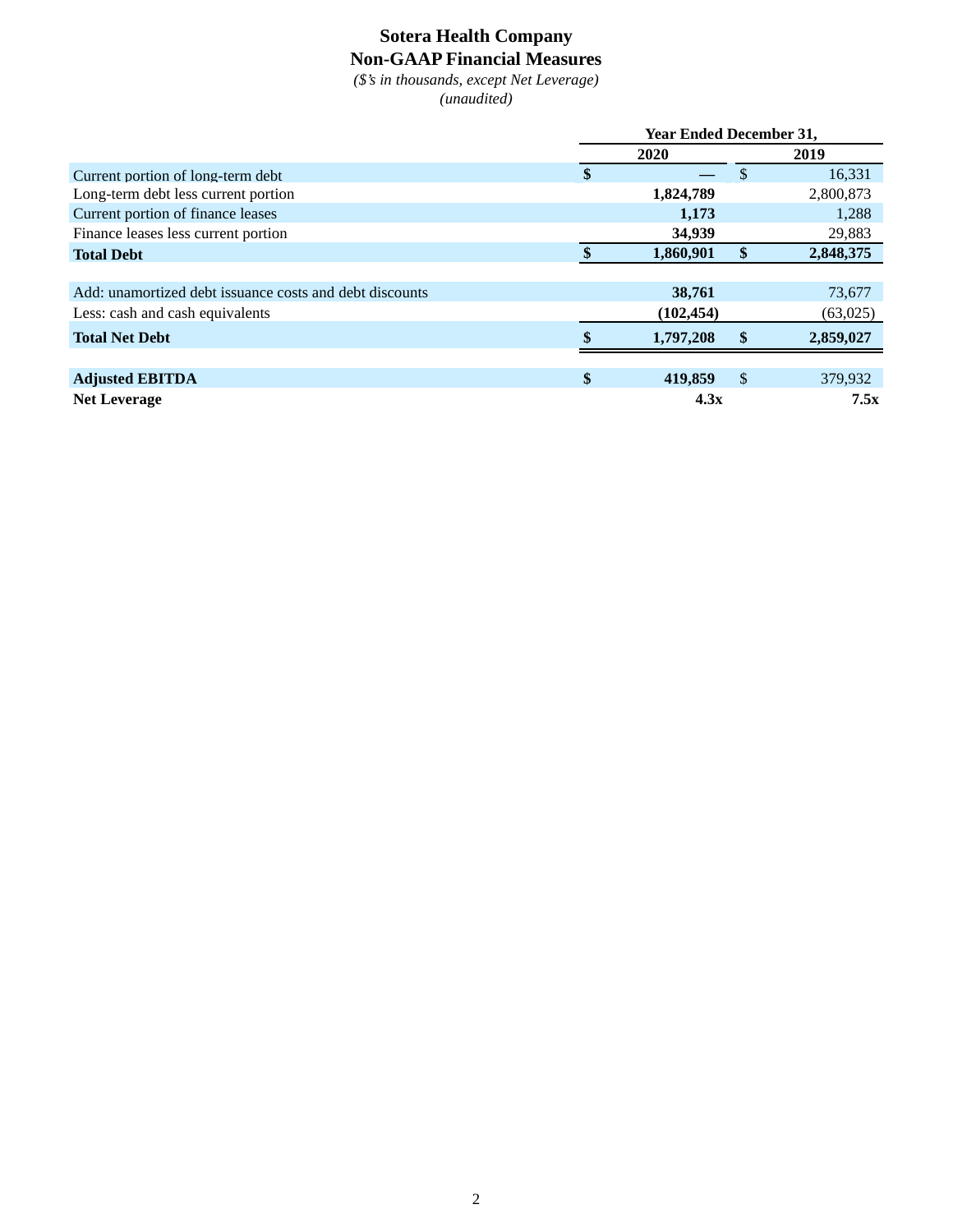# Sotera Health Company

## Non-GAAP Financial Measures

*($'s in thousands, except Net Leverage)*

*(unaudited)*

| | Year Ended December 31, | |
|---|---|---|
| | **2020** | **2019** |
| Current portion of long-term debt | **$ —** | $ 16,331 |
| Long-term debt less current portion | **1,824,789** | 2,800,873 |
| Current portion of finance leases | **1,173** | 1,288 |
| Finance leases less current portion | **34,939** | 29,883 |
| **Total Debt** | **$ 1,860,901** | **$ 2,848,375** |
| | | |
| Add: unamortized debt issuance costs and debt discounts | **38,761** | 73,677 |
| Less: cash and cash equivalents | **(102,454)** | (63,025) |
| **Total Net Debt** | **$ 1,797,208** | **$ 2,859,027** |
| | | |
| **Adjusted EBITDA** | **$ 419,859** | $ 379,932 |
| **Net Leverage** | **4.3x** | **7.5x** |